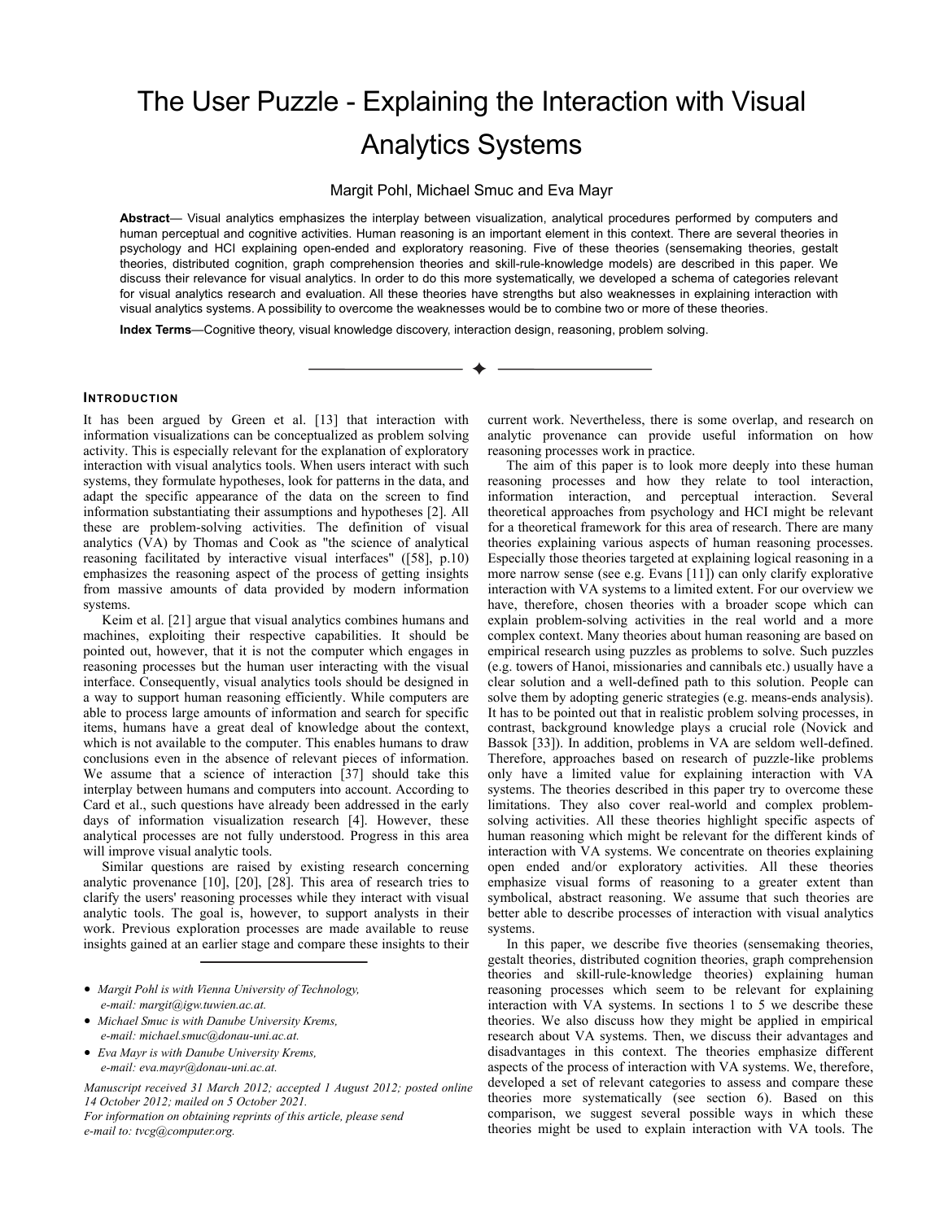# The User Puzzle - Explaining the Interaction with Visual Analytics Systems

Margit Pohl, Michael Smuc and Eva Mayr

**Abstract**— Visual analytics emphasizes the interplay between visualization, analytical procedures performed by computers and human perceptual and cognitive activities. Human reasoning is an important element in this context. There are several theories in psychology and HCI explaining open-ended and exploratory reasoning. Five of these theories (sensemaking theories, gestalt theories, distributed cognition, graph comprehension theories and skill-rule-knowledge models) are described in this paper. We discuss their relevance for visual analytics. In order to do this more systematically, we developed a schema of categories relevant for visual analytics research and evaluation. All these theories have strengths but also weaknesses in explaining interaction with visual analytics systems. A possibility to overcome the weaknesses would be to combine two or more of these theories.

**Index Terms**—Cognitive theory, visual knowledge discovery, interaction design, reasoning, problem solving.

## INTRODUCTION

It has been argued by Green et al. [13] that interaction with information visualizations can be conceptualized as problem solving activity. This is especially relevant for the explanation of exploratory interaction with visual analytics tools. When users interact with such systems, they formulate hypotheses, look for patterns in the data, and adapt the specific appearance of the data on the screen to find information substantiating their assumptions and hypotheses [2]. All these are problem-solving activities. The definition of visual analytics (VA) by Thomas and Cook as "the science of analytical reasoning facilitated by interactive visual interfaces" ([58], p.10) emphasizes the reasoning aspect of the process of getting insights from massive amounts of data provided by modern information systems.

Keim et al. [21] argue that visual analytics combines humans and machines, exploiting their respective capabilities. It should be pointed out, however, that it is not the computer which engages in reasoning processes but the human user interacting with the visual interface. Consequently, visual analytics tools should be designed in a way to support human reasoning efficiently. While computers are able to process large amounts of information and search for specific items, humans have a great deal of knowledge about the context, which is not available to the computer. This enables humans to draw conclusions even in the absence of relevant pieces of information. We assume that a science of interaction [37] should take this interplay between humans and computers into account. According to Card et al., such questions have already been addressed in the early days of information visualization research [4]. However, these analytical processes are not fully understood. Progress in this area will improve visual analytic tools.

Similar questions are raised by existing research concerning analytic provenance [10], [20], [28]. This area of research tries to clarify the users' reasoning processes while they interact with visual analytic tools. The goal is, however, to support analysts in their work. Previous exploration processes are made available to reuse insights gained at an earlier stage and compare these insights to their current work. Nevertheless, there is some overlap, and research on analytic provenance can provide useful information on how reasoning processes work in practice.

The aim of this paper is to look more deeply into these human reasoning processes and how they relate to tool interaction, information interaction, and perceptual interaction. Several theoretical approaches from psychology and HCI might be relevant for a theoretical framework for this area of research. There are many theories explaining various aspects of human reasoning processes. Especially those theories targeted at explaining logical reasoning in a more narrow sense (see e.g. Evans [11]) can only clarify explorative interaction with VA systems to a limited extent. For our overview we have, therefore, chosen theories with a broader scope which can explain problem-solving activities in the real world and a more complex context. Many theories about human reasoning are based on empirical research using puzzles as problems to solve. Such puzzles (e.g. towers of Hanoi, missionaries and cannibals etc.) usually have a clear solution and a well-defined path to this solution. People can solve them by adopting generic strategies (e.g. means-ends analysis). It has to be pointed out that in realistic problem solving processes, in contrast, background knowledge plays a crucial role (Novick and Bassok [33]). In addition, problems in VA are seldom well-defined. Therefore, approaches based on research of puzzle-like problems only have a limited value for explaining interaction with VA systems. The theories described in this paper try to overcome these limitations. They also cover real-world and complex problem-solving activities. All these theories highlight specific aspects of human reasoning which might be relevant for the different kinds of interaction with VA systems. We concentrate on theories explaining open ended and/or exploratory activities. All these theories emphasize visual forms of reasoning to a greater extent than symbolical, abstract reasoning. We assume that such theories are better able to describe processes of interaction with visual analytics systems.

In this paper, we describe five theories (sensemaking theories, gestalt theories, distributed cognition theories, graph comprehension theories and skill-rule-knowledge theories) explaining human reasoning processes which seem to be relevant for explaining interaction with VA systems. In sections 1 to 5 we describe these theories. We also discuss how they might be applied in empirical research about VA systems. Then, we discuss their advantages and disadvantages in this context. The theories emphasize different aspects of the process of interaction with VA systems. We, therefore, developed a set of relevant categories to assess and compare these theories more systematically (see section 6). Based on this comparison, we suggest several possible ways in which these theories might be used to explain interaction with VA tools. The

- *Margit Pohl is with Vienna University of Technology, e-mail: margit@igw.tuwien.ac.at.*
- *Michael Smuc is with Danube University Krems, e-mail: michael.smuc@donau-uni.ac.at.*
- *Eva Mayr is with Danube University Krems, e-mail: eva.mayr@donau-uni.ac.at.*

*Manuscript received 31 March 2012; accepted 1 August 2012; posted online 14 October 2012; mailed on 5 October 2021.*
*For information on obtaining reprints of this article, please send e-mail to: tvcg@computer.org.*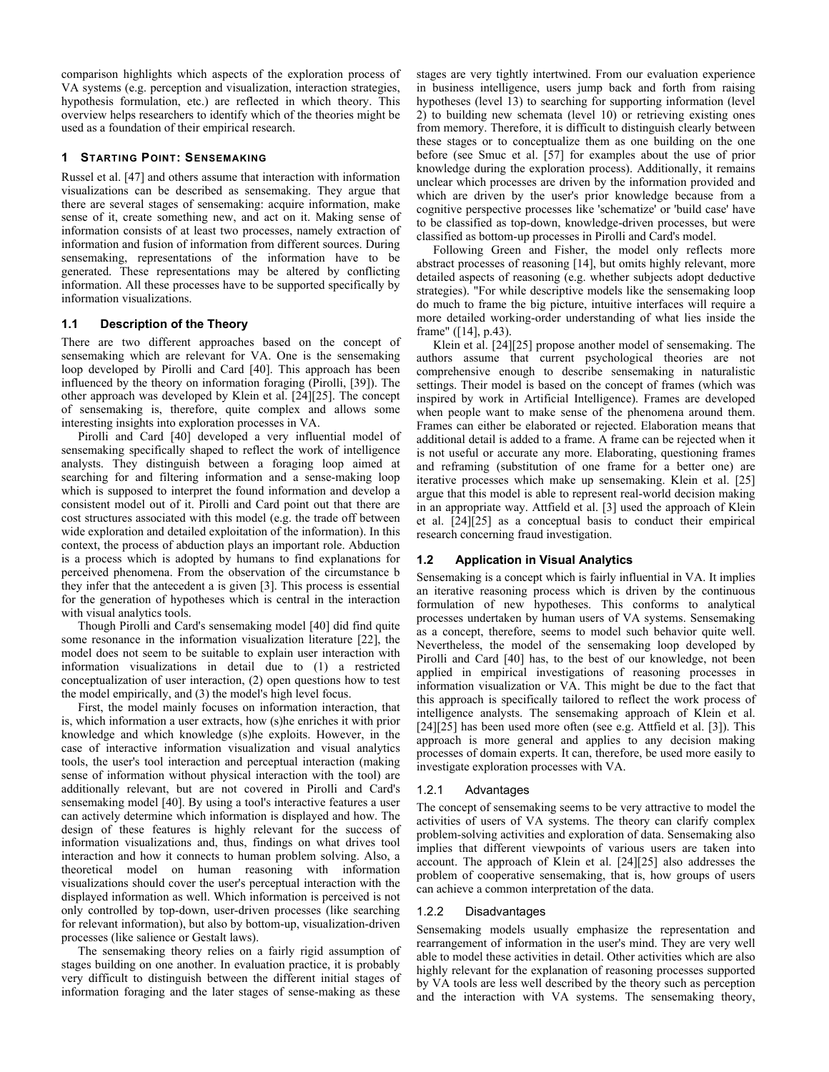comparison highlights which aspects of the exploration process of VA systems (e.g. perception and visualization, interaction strategies, hypothesis formulation, etc.) are reflected in which theory. This overview helps researchers to identify which of the theories might be used as a foundation of their empirical research.

## 1 Starting Point: Sensemaking

Russel et al. [47] and others assume that interaction with information visualizations can be described as sensemaking. They argue that there are several stages of sensemaking: acquire information, make sense of it, create something new, and act on it. Making sense of information consists of at least two processes, namely extraction of information and fusion of information from different sources. During sensemaking, representations of the information have to be generated. These representations may be altered by conflicting information. All these processes have to be supported specifically by information visualizations.

### 1.1 Description of the Theory

There are two different approaches based on the concept of sensemaking which are relevant for VA. One is the sensemaking loop developed by Pirolli and Card [40]. This approach has been influenced by the theory on information foraging (Pirolli, [39]). The other approach was developed by Klein et al. [24][25]. The concept of sensemaking is, therefore, quite complex and allows some interesting insights into exploration processes in VA.

Pirolli and Card [40] developed a very influential model of sensemaking specifically shaped to reflect the work of intelligence analysts. They distinguish between a foraging loop aimed at searching for and filtering information and a sense-making loop which is supposed to interpret the found information and develop a consistent model out of it. Pirolli and Card point out that there are cost structures associated with this model (e.g. the trade off between wide exploration and detailed exploitation of the information). In this context, the process of abduction plays an important role. Abduction is a process which is adopted by humans to find explanations for perceived phenomena. From the observation of the circumstance b they infer that the antecedent a is given [3]. This process is essential for the generation of hypotheses which is central in the interaction with visual analytics tools.

Though Pirolli and Card's sensemaking model [40] did find quite some resonance in the information visualization literature [22], the model does not seem to be suitable to explain user interaction with information visualizations in detail due to (1) a restricted conceptualization of user interaction, (2) open questions how to test the model empirically, and (3) the model's high level focus.

First, the model mainly focuses on information interaction, that is, which information a user extracts, how (s)he enriches it with prior knowledge and which knowledge (s)he exploits. However, in the case of interactive information visualization and visual analytics tools, the user's tool interaction and perceptual interaction (making sense of information without physical interaction with the tool) are additionally relevant, but are not covered in Pirolli and Card's sensemaking model [40]. By using a tool's interactive features a user can actively determine which information is displayed and how. The design of these features is highly relevant for the success of information visualizations and, thus, findings on what drives tool interaction and how it connects to human problem solving. Also, a theoretical model on human reasoning with information visualizations should cover the user's perceptual interaction with the displayed information as well. Which information is perceived is not only controlled by top-down, user-driven processes (like searching for relevant information), but also by bottom-up, visualization-driven processes (like salience or Gestalt laws).

The sensemaking theory relies on a fairly rigid assumption of stages building on one another. In evaluation practice, it is probably very difficult to distinguish between the different initial stages of information foraging and the later stages of sense-making as these stages are very tightly intertwined. From our evaluation experience in business intelligence, users jump back and forth from raising hypotheses (level 13) to searching for supporting information (level 2) to building new schemata (level 10) or retrieving existing ones from memory. Therefore, it is difficult to distinguish clearly between these stages or to conceptualize them as one building on the one before (see Smuc et al. [57] for examples about the use of prior knowledge during the exploration process). Additionally, it remains unclear which processes are driven by the information provided and which are driven by the user's prior knowledge because from a cognitive perspective processes like 'schematize' or 'build case' have to be classified as top-down, knowledge-driven processes, but were classified as bottom-up processes in Pirolli and Card's model.

Following Green and Fisher, the model only reflects more abstract processes of reasoning [14], but omits highly relevant, more detailed aspects of reasoning (e.g. whether subjects adopt deductive strategies). "For while descriptive models like the sensemaking loop do much to frame the big picture, intuitive interfaces will require a more detailed working-order understanding of what lies inside the frame" ([14], p.43).

Klein et al. [24][25] propose another model of sensemaking. The authors assume that current psychological theories are not comprehensive enough to describe sensemaking in naturalistic settings. Their model is based on the concept of frames (which was inspired by work in Artificial Intelligence). Frames are developed when people want to make sense of the phenomena around them. Frames can either be elaborated or rejected. Elaboration means that additional detail is added to a frame. A frame can be rejected when it is not useful or accurate any more. Elaborating, questioning frames and reframing (substitution of one frame for a better one) are iterative processes which make up sensemaking. Klein et al. [25] argue that this model is able to represent real-world decision making in an appropriate way. Attfield et al. [3] used the approach of Klein et al. [24][25] as a conceptual basis to conduct their empirical research concerning fraud investigation.

### 1.2 Application in Visual Analytics

Sensemaking is a concept which is fairly influential in VA. It implies an iterative reasoning process which is driven by the continuous formulation of new hypotheses. This conforms to analytical processes undertaken by human users of VA systems. Sensemaking as a concept, therefore, seems to model such behavior quite well. Nevertheless, the model of the sensemaking loop developed by Pirolli and Card [40] has, to the best of our knowledge, not been applied in empirical investigations of reasoning processes in information visualization or VA. This might be due to the fact that this approach is specifically tailored to reflect the work process of intelligence analysts. The sensemaking approach of Klein et al. [24][25] has been used more often (see e.g. Attfield et al. [3]). This approach is more general and applies to any decision making processes of domain experts. It can, therefore, be used more easily to investigate exploration processes with VA.

#### 1.2.1 Advantages

The concept of sensemaking seems to be very attractive to model the activities of users of VA systems. The theory can clarify complex problem-solving activities and exploration of data. Sensemaking also implies that different viewpoints of various users are taken into account. The approach of Klein et al. [24][25] also addresses the problem of cooperative sensemaking, that is, how groups of users can achieve a common interpretation of the data.

#### 1.2.2 Disadvantages

Sensemaking models usually emphasize the representation and rearrangement of information in the user's mind. They are very well able to model these activities in detail. Other activities which are also highly relevant for the explanation of reasoning processes supported by VA tools are less well described by the theory such as perception and the interaction with VA systems. The sensemaking theory,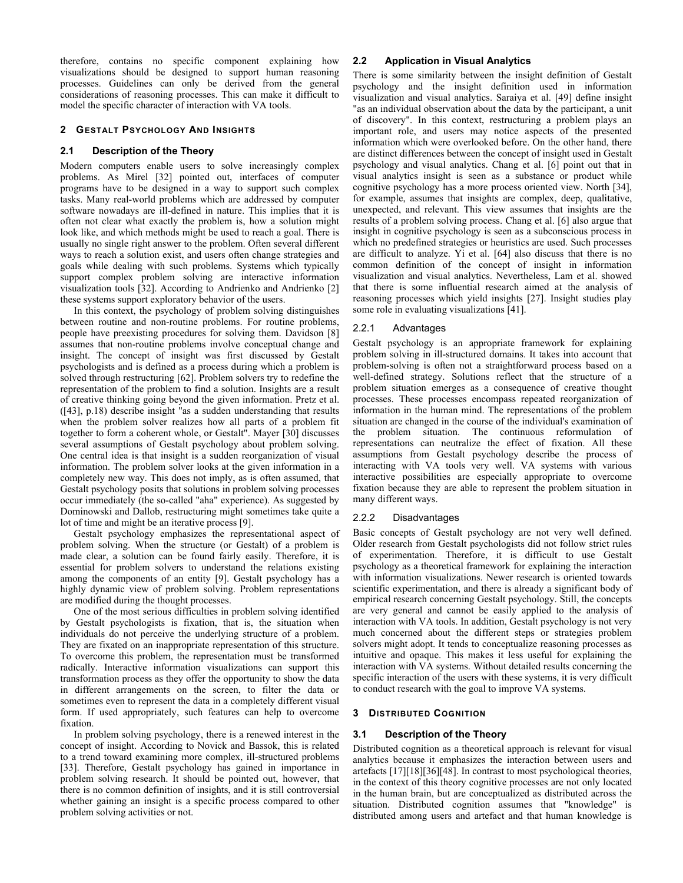therefore, contains no specific component explaining how visualizations should be designed to support human reasoning processes. Guidelines can only be derived from the general considerations of reasoning processes. This can make it difficult to model the specific character of interaction with VA tools.

## 2 Gestalt Psychology And Insights

### 2.1 Description of the Theory

Modern computers enable users to solve increasingly complex problems. As Mirel [32] pointed out, interfaces of computer programs have to be designed in a way to support such complex tasks. Many real-world problems which are addressed by computer software nowadays are ill-defined in nature. This implies that it is often not clear what exactly the problem is, how a solution might look like, and which methods might be used to reach a goal. There is usually no single right answer to the problem. Often several different ways to reach a solution exist, and users often change strategies and goals while dealing with such problems. Systems which typically support complex problem solving are interactive information visualization tools [32]. According to Andrienko and Andrienko [2] these systems support exploratory behavior of the users.

In this context, the psychology of problem solving distinguishes between routine and non-routine problems. For routine problems, people have preexisting procedures for solving them. Davidson [8] assumes that non-routine problems involve conceptual change and insight. The concept of insight was first discussed by Gestalt psychologists and is defined as a process during which a problem is solved through restructuring [62]. Problem solvers try to redefine the representation of the problem to find a solution. Insights are a result of creative thinking going beyond the given information. Pretz et al. ([43], p.18) describe insight "as a sudden understanding that results when the problem solver realizes how all parts of a problem fit together to form a coherent whole, or Gestalt". Mayer [30] discusses several assumptions of Gestalt psychology about problem solving. One central idea is that insight is a sudden reorganization of visual information. The problem solver looks at the given information in a completely new way. This does not imply, as is often assumed, that Gestalt psychology posits that solutions in problem solving processes occur immediately (the so-called "aha" experience). As suggested by Dominowski and Dallob, restructuring might sometimes take quite a lot of time and might be an iterative process [9].

Gestalt psychology emphasizes the representational aspect of problem solving. When the structure (or Gestalt) of a problem is made clear, a solution can be found fairly easily. Therefore, it is essential for problem solvers to understand the relations existing among the components of an entity [9]. Gestalt psychology has a highly dynamic view of problem solving. Problem representations are modified during the thought processes.

One of the most serious difficulties in problem solving identified by Gestalt psychologists is fixation, that is, the situation when individuals do not perceive the underlying structure of a problem. They are fixated on an inappropriate representation of this structure. To overcome this problem, the representation must be transformed radically. Interactive information visualizations can support this transformation process as they offer the opportunity to show the data in different arrangements on the screen, to filter the data or sometimes even to represent the data in a completely different visual form. If used appropriately, such features can help to overcome fixation.

In problem solving psychology, there is a renewed interest in the concept of insight. According to Novick and Bassok, this is related to a trend toward examining more complex, ill-structured problems [33]. Therefore, Gestalt psychology has gained in importance in problem solving research. It should be pointed out, however, that there is no common definition of insights, and it is still controversial whether gaining an insight is a specific process compared to other problem solving activities or not.

### 2.2 Application in Visual Analytics

There is some similarity between the insight definition of Gestalt psychology and the insight definition used in information visualization and visual analytics. Saraiya et al. [49] define insight "as an individual observation about the data by the participant, a unit of discovery". In this context, restructuring a problem plays an important role, and users may notice aspects of the presented information which were overlooked before. On the other hand, there are distinct differences between the concept of insight used in Gestalt psychology and visual analytics. Chang et al. [6] point out that in visual analytics insight is seen as a substance or product while cognitive psychology has a more process oriented view. North [34], for example, assumes that insights are complex, deep, qualitative, unexpected, and relevant. This view assumes that insights are the results of a problem solving process. Chang et al. [6] also argue that insight in cognitive psychology is seen as a subconscious process in which no predefined strategies or heuristics are used. Such processes are difficult to analyze. Yi et al. [64] also discuss that there is no common definition of the concept of insight in information visualization and visual analytics. Nevertheless, Lam et al. showed that there is some influential research aimed at the analysis of reasoning processes which yield insights [27]. Insight studies play some role in evaluating visualizations [41].

#### 2.2.1 Advantages

Gestalt psychology is an appropriate framework for explaining problem solving in ill-structured domains. It takes into account that problem-solving is often not a straightforward process based on a well-defined strategy. Solutions reflect that the structure of a problem situation emerges as a consequence of creative thought processes. These processes encompass repeated reorganization of information in the human mind. The representations of the problem situation are changed in the course of the individual's examination of the problem situation. The continuous reformulation of representations can neutralize the effect of fixation. All these assumptions from Gestalt psychology describe the process of interacting with VA tools very well. VA systems with various interactive possibilities are especially appropriate to overcome fixation because they are able to represent the problem situation in many different ways.

#### 2.2.2 Disadvantages

Basic concepts of Gestalt psychology are not very well defined. Older research from Gestalt psychologists did not follow strict rules of experimentation. Therefore, it is difficult to use Gestalt psychology as a theoretical framework for explaining the interaction with information visualizations. Newer research is oriented towards scientific experimentation, and there is already a significant body of empirical research concerning Gestalt psychology. Still, the concepts are very general and cannot be easily applied to the analysis of interaction with VA tools. In addition, Gestalt psychology is not very much concerned about the different steps or strategies problem solvers might adopt. It tends to conceptualize reasoning processes as intuitive and opaque. This makes it less useful for explaining the interaction with VA systems. Without detailed results concerning the specific interaction of the users with these systems, it is very difficult to conduct research with the goal to improve VA systems.

## 3 Distributed Cognition

### 3.1 Description of the Theory

Distributed cognition as a theoretical approach is relevant for visual analytics because it emphasizes the interaction between users and artefacts [17][18][36][48]. In contrast to most psychological theories, in the context of this theory cognitive processes are not only located in the human brain, but are conceptualized as distributed across the situation. Distributed cognition assumes that "knowledge" is distributed among users and artefact and that human knowledge is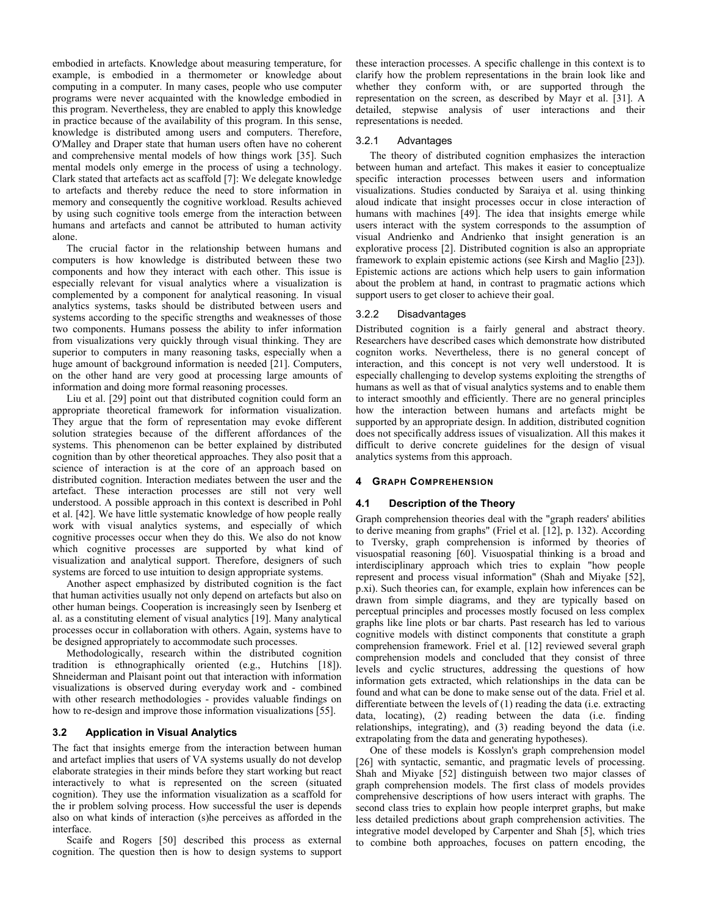embodied in artefacts. Knowledge about measuring temperature, for example, is embodied in a thermometer or knowledge about computing in a computer. In many cases, people who use computer programs were never acquainted with the knowledge embodied in this program. Nevertheless, they are enabled to apply this knowledge in practice because of the availability of this program. In this sense, knowledge is distributed among users and computers. Therefore, O'Malley and Draper state that human users often have no coherent and comprehensive mental models of how things work [35]. Such mental models only emerge in the process of using a technology. Clark stated that artefacts act as scaffold [7]: We delegate knowledge to artefacts and thereby reduce the need to store information in memory and consequently the cognitive workload. Results achieved by using such cognitive tools emerge from the interaction between humans and artefacts and cannot be attributed to human activity alone.

The crucial factor in the relationship between humans and computers is how knowledge is distributed between these two components and how they interact with each other. This issue is especially relevant for visual analytics where a visualization is complemented by a component for analytical reasoning. In visual analytics systems, tasks should be distributed between users and systems according to the specific strengths and weaknesses of those two components. Humans possess the ability to infer information from visualizations very quickly through visual thinking. They are superior to computers in many reasoning tasks, especially when a huge amount of background information is needed [21]. Computers, on the other hand are very good at processing large amounts of information and doing more formal reasoning processes.

Liu et al. [29] point out that distributed cognition could form an appropriate theoretical framework for information visualization. They argue that the form of representation may evoke different solution strategies because of the different affordances of the systems. This phenomenon can be better explained by distributed cognition than by other theoretical approaches. They also posit that a science of interaction is at the core of an approach based on distributed cognition. Interaction mediates between the user and the artefact. These interaction processes are still not very well understood. A possible approach in this context is described in Pohl et al. [42]. We have little systematic knowledge of how people really work with visual analytics systems, and especially of which cognitive processes occur when they do this. We also do not know which cognitive processes are supported by what kind of visualization and analytical support. Therefore, designers of such systems are forced to use intuition to design appropriate systems.

Another aspect emphasized by distributed cognition is the fact that human activities usually not only depend on artefacts but also on other human beings. Cooperation is increasingly seen by Isenberg et al. as a constituting element of visual analytics [19]. Many analytical processes occur in collaboration with others. Again, systems have to be designed appropriately to accommodate such processes.

Methodologically, research within the distributed cognition tradition is ethnographically oriented (e.g., Hutchins [18]). Shneiderman and Plaisant point out that interaction with information visualizations is observed during everyday work and - combined with other research methodologies - provides valuable findings on how to re-design and improve those information visualizations [55].

### 3.2 Application in Visual Analytics

The fact that insights emerge from the interaction between human and artefact implies that users of VA systems usually do not develop elaborate strategies in their minds before they start working but react interactively to what is represented on the screen (situated cognition). They use the information visualization as a scaffold for the ir problem solving process. How successful the user is depends also on what kinds of interaction (s)he perceives as afforded in the interface.

Scaife and Rogers [50] described this process as external cognition. The question then is how to design systems to support these interaction processes. A specific challenge in this context is to clarify how the problem representations in the brain look like and whether they conform with, or are supported through the representation on the screen, as described by Mayr et al. [31]. A detailed, stepwise analysis of user interactions and their representations is needed.

#### 3.2.1 Advantages

The theory of distributed cognition emphasizes the interaction between human and artefact. This makes it easier to conceptualize specific interaction processes between users and information visualizations. Studies conducted by Saraiya et al. using thinking aloud indicate that insight processes occur in close interaction of humans with machines [49]. The idea that insights emerge while users interact with the system corresponds to the assumption of visual Andrienko and Andrienko that insight generation is an explorative process [2]. Distributed cognition is also an appropriate framework to explain epistemic actions (see Kirsh and Maglio [23]). Epistemic actions are actions which help users to gain information about the problem at hand, in contrast to pragmatic actions which support users to get closer to achieve their goal.

#### 3.2.2 Disadvantages

Distributed cognition is a fairly general and abstract theory. Researchers have described cases which demonstrate how distributed cogniton works. Nevertheless, there is no general concept of interaction, and this concept is not very well understood. It is especially challenging to develop systems exploiting the strengths of humans as well as that of visual analytics systems and to enable them to interact smoothly and efficiently. There are no general principles how the interaction between humans and artefacts might be supported by an appropriate design. In addition, distributed cognition does not specifically address issues of visualization. All this makes it difficult to derive concrete guidelines for the design of visual analytics systems from this approach.

## 4 Graph Comprehension

### 4.1 Description of the Theory

Graph comprehension theories deal with the "graph readers' abilities to derive meaning from graphs" (Friel et al. [12], p. 132). According to Tversky, graph comprehension is informed by theories of visuospatial reasoning [60]. Visuospatial thinking is a broad and interdisciplinary approach which tries to explain "how people represent and process visual information" (Shah and Miyake [52], p.xi). Such theories can, for example, explain how inferences can be drawn from simple diagrams, and they are typically based on perceptual principles and processes mostly focused on less complex graphs like line plots or bar charts. Past research has led to various cognitive models with distinct components that constitute a graph comprehension framework. Friel et al. [12] reviewed several graph comprehension models and concluded that they consist of three levels and cyclic structures, addressing the questions of how information gets extracted, which relationships in the data can be found and what can be done to make sense out of the data. Friel et al. differentiate between the levels of (1) reading the data (i.e. extracting data, locating), (2) reading between the data (i.e. finding relationships, integrating), and (3) reading beyond the data (i.e. extrapolating from the data and generating hypotheses).

One of these models is Kosslyn's graph comprehension model [26] with syntactic, semantic, and pragmatic levels of processing. Shah and Miyake [52] distinguish between two major classes of graph comprehension models. The first class of models provides comprehensive descriptions of how users interact with graphs. The second class tries to explain how people interpret graphs, but make less detailed predictions about graph comprehension activities. The integrative model developed by Carpenter and Shah [5], which tries to combine both approaches, focuses on pattern encoding, the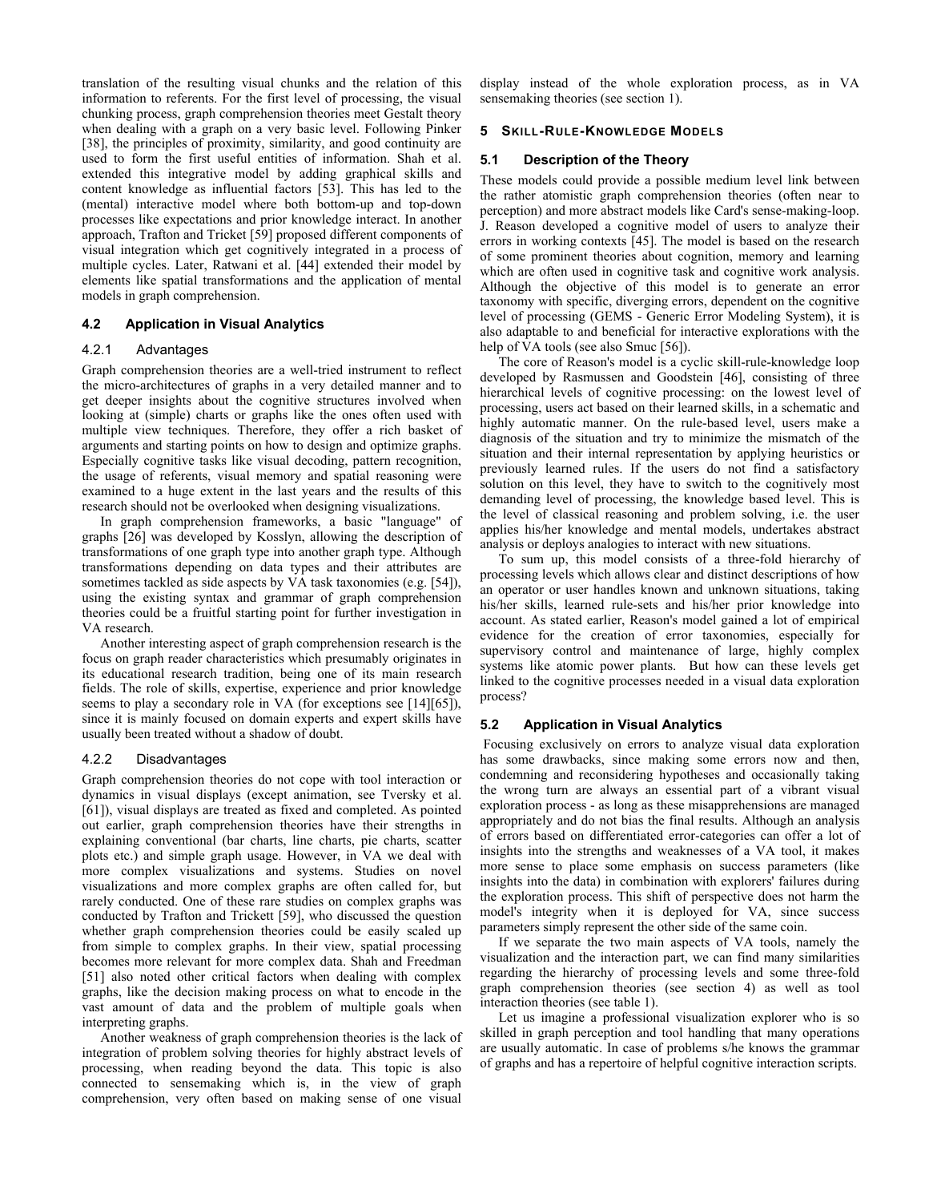translation of the resulting visual chunks and the relation of this information to referents. For the first level of processing, the visual chunking process, graph comprehension theories meet Gestalt theory when dealing with a graph on a very basic level. Following Pinker [38], the principles of proximity, similarity, and good continuity are used to form the first useful entities of information. Shah et al. extended this integrative model by adding graphical skills and content knowledge as influential factors [53]. This has led to the (mental) interactive model where both bottom-up and top-down processes like expectations and prior knowledge interact. In another approach, Trafton and Tricket [59] proposed different components of visual integration which get cognitively integrated in a process of multiple cycles. Later, Ratwani et al. [44] extended their model by elements like spatial transformations and the application of mental models in graph comprehension.

### 4.2 Application in Visual Analytics

#### 4.2.1 Advantages

Graph comprehension theories are a well-tried instrument to reflect the micro-architectures of graphs in a very detailed manner and to get deeper insights about the cognitive structures involved when looking at (simple) charts or graphs like the ones often used with multiple view techniques. Therefore, they offer a rich basket of arguments and starting points on how to design and optimize graphs. Especially cognitive tasks like visual decoding, pattern recognition, the usage of referents, visual memory and spatial reasoning were examined to a huge extent in the last years and the results of this research should not be overlooked when designing visualizations.

In graph comprehension frameworks, a basic "language" of graphs [26] was developed by Kosslyn, allowing the description of transformations of one graph type into another graph type. Although transformations depending on data types and their attributes are sometimes tackled as side aspects by VA task taxonomies (e.g. [54]), using the existing syntax and grammar of graph comprehension theories could be a fruitful starting point for further investigation in VA research.

Another interesting aspect of graph comprehension research is the focus on graph reader characteristics which presumably originates in its educational research tradition, being one of its main research fields. The role of skills, expertise, experience and prior knowledge seems to play a secondary role in VA (for exceptions see [14][65]), since it is mainly focused on domain experts and expert skills have usually been treated without a shadow of doubt.

#### 4.2.2 Disadvantages

Graph comprehension theories do not cope with tool interaction or dynamics in visual displays (except animation, see Tversky et al. [61]), visual displays are treated as fixed and completed. As pointed out earlier, graph comprehension theories have their strengths in explaining conventional (bar charts, line charts, pie charts, scatter plots etc.) and simple graph usage. However, in VA we deal with more complex visualizations and systems. Studies on novel visualizations and more complex graphs are often called for, but rarely conducted. One of these rare studies on complex graphs was conducted by Trafton and Trickett [59], who discussed the question whether graph comprehension theories could be easily scaled up from simple to complex graphs. In their view, spatial processing becomes more relevant for more complex data. Shah and Freedman [51] also noted other critical factors when dealing with complex graphs, like the decision making process on what to encode in the vast amount of data and the problem of multiple goals when interpreting graphs.

Another weakness of graph comprehension theories is the lack of integration of problem solving theories for highly abstract levels of processing, when reading beyond the data. This topic is also connected to sensemaking which is, in the view of graph comprehension, very often based on making sense of one visual display instead of the whole exploration process, as in VA sensemaking theories (see section 1).

## 5 Skill-Rule-Knowledge Models

### 5.1 Description of the Theory

These models could provide a possible medium level link between the rather atomistic graph comprehension theories (often near to perception) and more abstract models like Card's sense-making-loop. J. Reason developed a cognitive model of users to analyze their errors in working contexts [45]. The model is based on the research of some prominent theories about cognition, memory and learning which are often used in cognitive task and cognitive work analysis. Although the objective of this model is to generate an error taxonomy with specific, diverging errors, dependent on the cognitive level of processing (GEMS - Generic Error Modeling System), it is also adaptable to and beneficial for interactive explorations with the help of VA tools (see also Smuc [56]).

The core of Reason's model is a cyclic skill-rule-knowledge loop developed by Rasmussen and Goodstein [46], consisting of three hierarchical levels of cognitive processing: on the lowest level of processing, users act based on their learned skills, in a schematic and highly automatic manner. On the rule-based level, users make a diagnosis of the situation and try to minimize the mismatch of the situation and their internal representation by applying heuristics or previously learned rules. If the users do not find a satisfactory solution on this level, they have to switch to the cognitively most demanding level of processing, the knowledge based level. This is the level of classical reasoning and problem solving, i.e. the user applies his/her knowledge and mental models, undertakes abstract analysis or deploys analogies to interact with new situations.

To sum up, this model consists of a three-fold hierarchy of processing levels which allows clear and distinct descriptions of how an operator or user handles known and unknown situations, taking his/her skills, learned rule-sets and his/her prior knowledge into account. As stated earlier, Reason's model gained a lot of empirical evidence for the creation of error taxonomies, especially for supervisory control and maintenance of large, highly complex systems like atomic power plants. But how can these levels get linked to the cognitive processes needed in a visual data exploration process?

### 5.2 Application in Visual Analytics

Focusing exclusively on errors to analyze visual data exploration has some drawbacks, since making some errors now and then, condemning and reconsidering hypotheses and occasionally taking the wrong turn are always an essential part of a vibrant visual exploration process - as long as these misapprehensions are managed appropriately and do not bias the final results. Although an analysis of errors based on differentiated error-categories can offer a lot of insights into the strengths and weaknesses of a VA tool, it makes more sense to place some emphasis on success parameters (like insights into the data) in combination with explorers' failures during the exploration process. This shift of perspective does not harm the model's integrity when it is deployed for VA, since success parameters simply represent the other side of the same coin.

If we separate the two main aspects of VA tools, namely the visualization and the interaction part, we can find many similarities regarding the hierarchy of processing levels and some three-fold graph comprehension theories (see section 4) as well as tool interaction theories (see table 1).

Let us imagine a professional visualization explorer who is so skilled in graph perception and tool handling that many operations are usually automatic. In case of problems s/he knows the grammar of graphs and has a repertoire of helpful cognitive interaction scripts.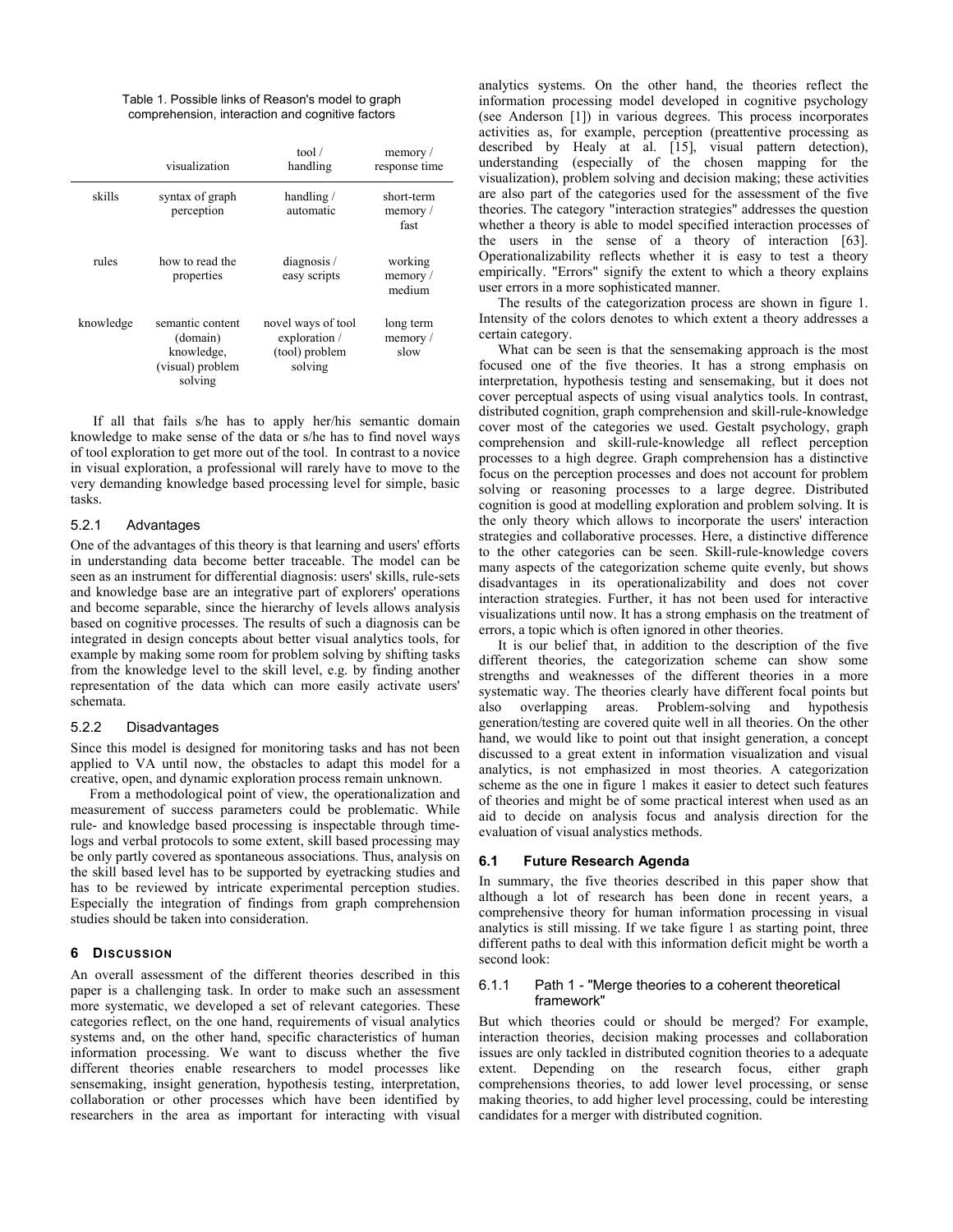Table 1. Possible links of Reason's model to graph comprehension, interaction and cognitive factors

| | visualization | tool / handling | memory / response time |
|---|---|---|---|
| skills | syntax of graph perception | handling / automatic | short-term memory / fast |
| rules | how to read the properties | diagnosis / easy scripts | working memory / medium |
| knowledge | semantic content (domain) knowledge, (visual) problem solving | novel ways of tool exploration / (tool) problem solving | long term memory / slow |

If all that fails s/he has to apply her/his semantic domain knowledge to make sense of the data or s/he has to find novel ways of tool exploration to get more out of the tool. In contrast to a novice in visual exploration, a professional will rarely have to move to the very demanding knowledge based processing level for simple, basic tasks.

### 5.2.1 Advantages

One of the advantages of this theory is that learning and users' efforts in understanding data become better traceable. The model can be seen as an instrument for differential diagnosis: users' skills, rule-sets and knowledge base are an integrative part of explorers' operations and become separable, since the hierarchy of levels allows analysis based on cognitive processes. The results of such a diagnosis can be integrated in design concepts about better visual analytics tools, for example by making some room for problem solving by shifting tasks from the knowledge level to the skill level, e.g. by finding another representation of the data which can more easily activate users' schemata.

### 5.2.2 Disadvantages

Since this model is designed for monitoring tasks and has not been applied to VA until now, the obstacles to adapt this model for a creative, open, and dynamic exploration process remain unknown.

From a methodological point of view, the operationalization and measurement of success parameters could be problematic. While rule- and knowledge based processing is inspectable through time-logs and verbal protocols to some extent, skill based processing may be only partly covered as spontaneous associations. Thus, analysis on the skill based level has to be supported by eyetracking studies and has to be reviewed by intricate experimental perception studies. Especially the integration of findings from graph comprehension studies should be taken into consideration.

## 6 Discussion

An overall assessment of the different theories described in this paper is a challenging task. In order to make such an assessment more systematic, we developed a set of relevant categories. These categories reflect, on the one hand, requirements of visual analytics systems and, on the other hand, specific characteristics of human information processing. We want to discuss whether the five different theories enable researchers to model processes like sensemaking, insight generation, hypothesis testing, interpretation, collaboration or other processes which have been identified by researchers in the area as important for interacting with visual analytics systems. On the other hand, the theories reflect the information processing model developed in cognitive psychology (see Anderson [1]) in various degrees. This process incorporates activities as, for example, perception (preattentive processing as described by Healy at al. [15], visual pattern detection), understanding (especially of the chosen mapping for the visualization), problem solving and decision making; these activities are also part of the categories used for the assessment of the five theories. The category "interaction strategies" addresses the question whether a theory is able to model specified interaction processes of the users in the sense of a theory of interaction [63]. Operationalizability reflects whether it is easy to test a theory empirically. "Errors" signify the extent to which a theory explains user errors in a more sophisticated manner.

The results of the categorization process are shown in figure 1. Intensity of the colors denotes to which extent a theory addresses a certain category.

What can be seen is that the sensemaking approach is the most focused one of the five theories. It has a strong emphasis on interpretation, hypothesis testing and sensemaking, but it does not cover perceptual aspects of using visual analytics tools. In contrast, distributed cognition, graph comprehension and skill-rule-knowledge cover most of the categories we used. Gestalt psychology, graph comprehension and skill-rule-knowledge all reflect perception processes to a high degree. Graph comprehension has a distinctive focus on the perception processes and does not account for problem solving or reasoning processes to a large degree. Distributed cognition is good at modelling exploration and problem solving. It is the only theory which allows to incorporate the users' interaction strategies and collaborative processes. Here, a distinctive difference to the other categories can be seen. Skill-rule-knowledge covers many aspects of the categorization scheme quite evenly, but shows disadvantages in its operationalizability and does not cover interaction strategies. Further, it has not been used for interactive visualizations until now. It has a strong emphasis on the treatment of errors, a topic which is often ignored in other theories.

It is our belief that, in addition to the description of the five different theories, the categorization scheme can show some strengths and weaknesses of the different theories in a more systematic way. The theories clearly have different focal points but also overlapping areas. Problem-solving and hypothesis generation/testing are covered quite well in all theories. On the other hand, we would like to point out that insight generation, a concept discussed to a great extent in information visualization and visual analytics, is not emphasized in most theories. A categorization scheme as the one in figure 1 makes it easier to detect such features of theories and might be of some practical interest when used as an aid to decide on analysis focus and analysis direction for the evaluation of visual analytics methods.

### 6.1 Future Research Agenda

In summary, the five theories described in this paper show that although a lot of research has been done in recent years, a comprehensive theory for human information processing in visual analytics is still missing. If we take figure 1 as starting point, three different paths to deal with this information deficit might be worth a second look:

#### 6.1.1 Path 1 - "Merge theories to a coherent theoretical framework"

But which theories could or should be merged? For example, interaction theories, decision making processes and collaboration issues are only tackled in distributed cognition theories to a adequate extent. Depending on the research focus, either graph comprehensions theories, to add lower level processing, or sense making theories, to add higher level processing, could be interesting candidates for a merger with distributed cognition.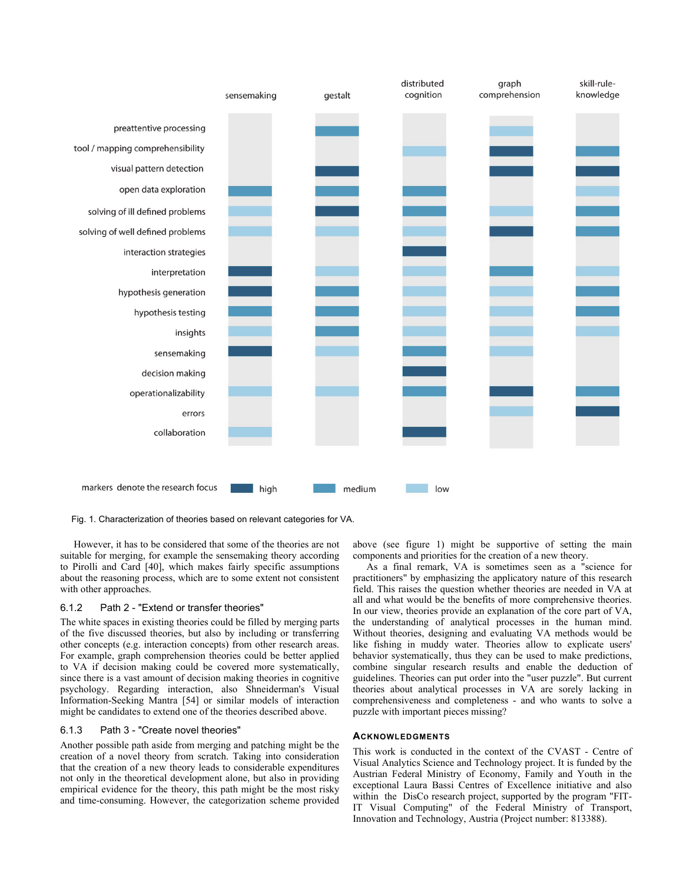sensemaking
gestalt
distributed cognition
graph comprehension
skill-rule-knowledge

preattentive processing
tool / mapping comprehensibility
visual pattern detection
open data exploration
solving of ill defined problems
solving of well defined problems
interaction strategies
interpretation
hypothesis generation
hypothesis testing
insights
sensemaking
decision making
operationalizability
errors
collaboration

markers denote the research focus
high
medium
low

Fig. 1. Characterization of theories based on relevant categories for VA.

However, it has to be considered that some of the theories are not suitable for merging, for example the sensemaking theory according to Pirolli and Card [40], which makes fairly specific assumptions about the reasoning process, which are to some extent not consistent with other approaches.

### 6.1.2 Path 2 - "Extend or transfer theories"

The white spaces in existing theories could be filled by merging parts of the five discussed theories, but also by including or transferring other concepts (e.g. interaction concepts) from other research areas. For example, graph comprehension theories could be better applied to VA if decision making could be covered more systematically, since there is a vast amount of decision making theories in cognitive psychology. Regarding interaction, also Shneiderman's Visual Information-Seeking Mantra [54] or similar models of interaction might be candidates to extend one of the theories described above.

### 6.1.3 Path 3 - "Create novel theories"

Another possible path aside from merging and patching might be the creation of a novel theory from scratch. Taking into consideration that the creation of a new theory leads to considerable expenditures not only in the theoretical development alone, but also in providing empirical evidence for the theory, this path might be the most risky and time-consuming. However, the categorization scheme provided above (see figure 1) might be supportive of setting the main components and priorities for the creation of a new theory.

As a final remark, VA is sometimes seen as a "science for practitioners" by emphasizing the applicatory nature of this research field. This raises the question whether theories are needed in VA at all and what would be the benefits of more comprehensive theories. In our view, theories provide an explanation of the core part of VA, the understanding of analytical processes in the human mind. Without theories, designing and evaluating VA methods would be like fishing in muddy water. Theories allow to explicate users' behavior systematically, thus they can be used to make predictions, combine singular research results and enable the deduction of guidelines. Theories can put order into the "user puzzle". But current theories about analytical processes in VA are sorely lacking in comprehensiveness and completeness - and who wants to solve a puzzle with important pieces missing?

## Acknowledgments

This work is conducted in the context of the CVAST - Centre of Visual Analytics Science and Technology project. It is funded by the Austrian Federal Ministry of Economy, Family and Youth in the exceptional Laura Bassi Centres of Excellence initiative and also within the DisCo research project, supported by the program "FIT-IT Visual Computing" of the Federal Ministry of Transport, Innovation and Technology, Austria (Project number: 813388).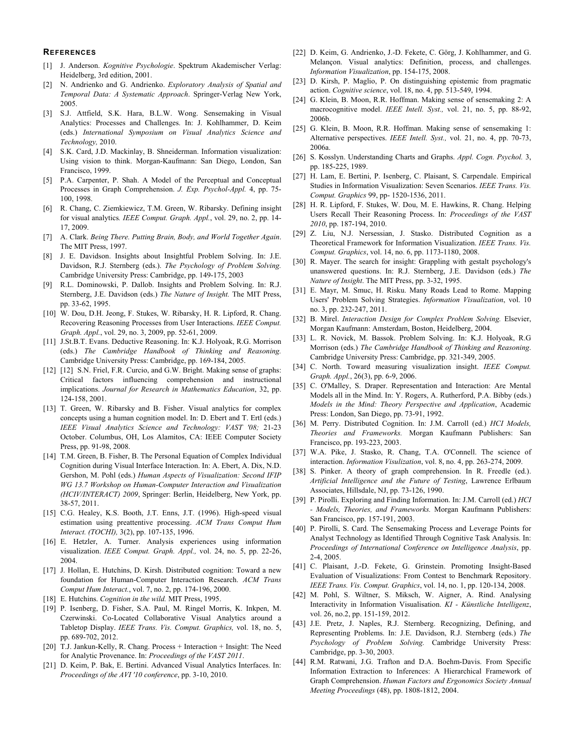## REFERENCES

[1] J. Anderson. *Kognitive Psychologie*. Spektrum Akademischer Verlag: Heidelberg, 3rd edition, 2001.

[2] N. Andrienko and G. Andrienko. *Exploratory Analysis of Spatial and Temporal Data: A Systematic Approach*. Springer-Verlag New York, 2005.

[3] S.J. Attfield, S.K. Hara, B.L.W. Wong. Sensemaking in Visual Analytics: Processes and Challenges. In: J. Kohlhammer, D. Keim (eds.) *International Symposium on Visual Analytics Science and Technology,* 2010.

[4] S.K. Card, J.D. Mackinlay, B. Shneiderman. Information visualization: Using vision to think. Morgan-Kaufmann: San Diego, London, San Francisco, 1999.

[5] P.A. Carpenter, P. Shah. A Model of the Perceptual and Conceptual Processes in Graph Comprehension. *J. Exp. Psychol-Appl.* 4, pp. 75-100, 1998.

[6] R. Chang, C. Ziemkiewicz, T.M. Green, W. Ribarsky. Defining insight for visual analytics*. IEEE Comput. Graph. Appl.*, vol. 29, no. 2, pp. 14-17, 2009.

[7] A. Clark. *Being There. Putting Brain, Body, and World Together Again*. The MIT Press, 1997.

[8] J. E. Davidson. Insights about Insightful Problem Solving. In: J.E. Davidson, R.J. Sternberg (eds.). *The Psychology of Problem Solving.* Cambridge University Press: Cambridge, pp. 149-175, 2003

[9] R.L. Dominowski, P. Dallob. Insights and Problem Solving. In: R.J. Sternberg, J.E. Davidson (eds.) *The Nature of Insight.* The MIT Press, pp. 33-62, 1995.

[10] W. Dou, D.H. Jeong, F. Stukes, W. Ribarsky, H. R. Lipford, R. Chang. Recovering Reasoning Processes from User Interactions. *IEEE Comput. Graph. Appl.*, vol. 29, no. 3, 2009, pp. 52-61, 2009.

[11] J.St.B.T. Evans. Deductive Reasoning. In: K.J. Holyoak, R.G. Morrison (eds.) *The Cambridge Handbook of Thinking and Reasoning.* Cambridge University Press: Cambridge, pp. 169-184, 2005.

[12] [12] S.N. Friel, F.R. Curcio, and G.W. Bright. Making sense of graphs: Critical factors influencing comprehension and instructional implications. *Journal for Research in Mathematics Education*, 32, pp. 124-158, 2001.

[13] T. Green, W. Ribarsky and B. Fisher. Visual analytics for complex concepts using a human cognition model. In: D. Ebert and T. Ertl (eds.) *IEEE Visual Analytics Science and Technology: VAST '08;* 21-23 October. Columbus, OH, Los Alamitos, CA: IEEE Computer Society Press, pp. 91-98, 2008.

[14] T.M. Green, B. Fisher, B. The Personal Equation of Complex Individual Cognition during Visual Interface Interaction. In: A. Ebert, A. Dix, N.D. Gershon, M. Pohl (eds.) *Human Aspects of Visualization: Second IFIP WG 13.7 Workshop on Human-Computer Interaction and Visualization (HCIV/INTERACT) 2009*, Springer: Berlin, Heidelberg, New York, pp. 38-57, 2011.

[15] C.G. Healey, K.S. Booth, J.T. Enns, J.T. (1996). High-speed visual estimation using preattentive processing. *ACM Trans Comput Hum Interact. (TOCHI),* 3(2), pp. 107-135, 1996.

[16] E. Hetzler, A. Turner. Analysis experiences using information visualization. *IEEE Comput. Graph. Appl.,* vol. 24, no. 5, pp. 22-26, 2004.

[17] J. Hollan, E. Hutchins, D. Kirsh. Distributed cognition: Toward a new foundation for Human-Computer Interaction Research. *ACM Trans Comput Hum Interact.*, vol. 7, no. 2, pp. 174-196, 2000.

[18] E. Hutchins. *Cognition in the wild.* MIT Press, 1995.

[19] P. Isenberg, D. Fisher, S.A. Paul, M. Ringel Morris, K. Inkpen, M. Czerwinski. Co-Located Collaborative Visual Analytics around a Tabletop Display. *IEEE Trans. Vis. Comput. Graphics,* vol. 18, no. 5, pp. 689-702, 2012.

[20] T.J. Jankun-Kelly, R. Chang. Process + Interaction + Insight: The Need for Analytic Provenance. In: *Proceedings of the VAST 2011*.

[21] D. Keim, P. Bak, E. Bertini. Advanced Visual Analytics Interfaces. In: *Proceedings of the AVI '10 conference*, pp. 3-10, 2010.

[22] D. Keim, G. Andrienko, J.-D. Fekete, C. Görg, J. Kohlhammer, and G. Melançon. Visual analytics: Definition, process, and challenges. *Information Visualization*, pp. 154-175, 2008.

[23] D. Kirsh, P. Maglio, P. On distinguishing epistemic from pragmatic action. *Cognitive science*, vol. 18, no. 4, pp. 513-549, 1994.

[24] G. Klein, B. Moon, R.R. Hoffman. Making sense of sensemaking 2: A macrocognitive model. *IEEE Intell. Syst.,* vol. 21, no. 5, pp. 88-92, 2006b.

[25] G. Klein, B. Moon, R.R. Hoffman. Making sense of sensemaking 1: Alternative perspectives. *IEEE Intell. Syst.,* vol. 21, no. 4, pp. 70-73, 2006a.

[26] S. Kosslyn. Understanding Charts and Graphs. *Appl. Cogn. Psychol.* 3, pp. 185-225, 1989.

[27] H. Lam, E. Bertini, P. Isenberg, C. Plaisant, S. Carpendale. Empirical Studies in Information Visualization: Seven Scenarios. *IEEE Trans. Vis. Comput. Graphics* 99, pp- 1520-1536, 2011.

[28] H. R. Lipford, F. Stukes, W. Dou, M. E. Hawkins, R. Chang. Helping Users Recall Their Reasoning Process. In: *Proceedings of the VAST 2010*, pp. 187-194, 2010.

[29] Z. Liu, N.J. Nersessian, J. Stasko. Distributed Cognition as a Theoretical Framework for Information Visualization. *IEEE Trans. Vis. Comput. Graphics*, vol. 14, no. 6, pp. 1173-1180, 2008.

[30] R. Mayer. The search for insight: Grappling with gestalt psychology's unanswered questions. In: R.J. Sternberg, J.E. Davidson (eds.) *The Nature of Insight*. The MIT Press, pp. 3-32, 1995.

[31] E. Mayr, M. Smuc, H. Risku. Many Roads Lead to Rome. Mapping Users' Problem Solving Strategies. *Information Visualization*, vol. 10 no. 3, pp. 232-247, 2011.

[32] B. Mirel. *Interaction Design for Complex Problem Solving.* Elsevier, Morgan Kaufmann: Amsterdam, Boston, Heidelberg, 2004.

[33] L. R. Novick, M. Bassok. Problem Solving. In: K.J. Holyoak, R.G Morrison (eds.) *The Cambridge Handbook of Thinking and Reasoning*. Cambridge University Press: Cambridge, pp. 321-349, 2005.

[34] C. North. Toward measuring visualization insight. *IEEE Comput. Graph. Appl.*, 26(3), pp. 6-9, 2006.

[35] C. O'Malley, S. Draper. Representation and Interaction: Are Mental Models all in the Mind. In: Y. Rogers, A. Rutherford, P.A. Bibby (eds.) *Models in the Mind: Theory Perspective and Application*, Academic Press: London, San Diego, pp. 73-91, 1992.

[36] M. Perry. Distributed Cognition. In: J.M. Carroll (ed.) *HCI Models, Theories and Frameworks.* Morgan Kaufmann Publishers: San Francisco, pp. 193-223, 2003.

[37] W.A. Pike, J. Stasko, R. Chang, T.A. O'Connell. The science of interaction. *Information Visulization*, vol. 8, no. 4, pp. 263-274, 2009.

[38] S. Pinker. A theory of graph comprehension. In R. Freedle (ed.). *Artificial Intelligence and the Future of Testing*, Lawrence Erlbaum Associates, Hillsdale, NJ, pp. 73-126, 1990.

[39] P. Pirolli. Exploring and Finding Information. In: J.M. Carroll (ed.) *HCI - Models, Theories, and Frameworks.* Morgan Kaufmann Publishers: San Francisco, pp. 157-191, 2003.

[40] P. Pirolli, S. Card. The Sensemaking Process and Leverage Points for Analyst Technology as Identified Through Cognitive Task Analysis. In: *Proceedings of International Conference on Intelligence Analysis*, pp. 2-4, 2005.

[41] C. Plaisant, J.-D. Fekete, G. Grinstein. Promoting Insight-Based Evaluation of Visualizations: From Contest to Benchmark Repository. *IEEE Trans. Vis. Comput. Graphics*, vol. 14, no. 1, pp. 120-134, 2008.

[42] M. Pohl, S. Wiltner, S. Miksch, W. Aigner, A. Rind. Analysing Interactivity in Information Visualisation. *KI - Künstliche Intelligenz*, vol. 26, no.2, pp. 151-159, 2012.

[43] J.E. Pretz, J. Naples, R.J. Sternberg. Recognizing, Defining, and Representing Problems. In: J.E. Davidson, R.J. Sternberg (eds.) *The Psychology of Problem Solving.* Cambridge University Press: Cambridge, pp. 3-30, 2003.

[44] R.M. Ratwani, J.G. Trafton and D.A. Boehm-Davis. From Specific Information Extraction to Inferences: A Hierarchical Framework of Graph Comprehension. *Human Factors and Ergonomics Society Annual Meeting Proceedings* (48), pp. 1808-1812, 2004.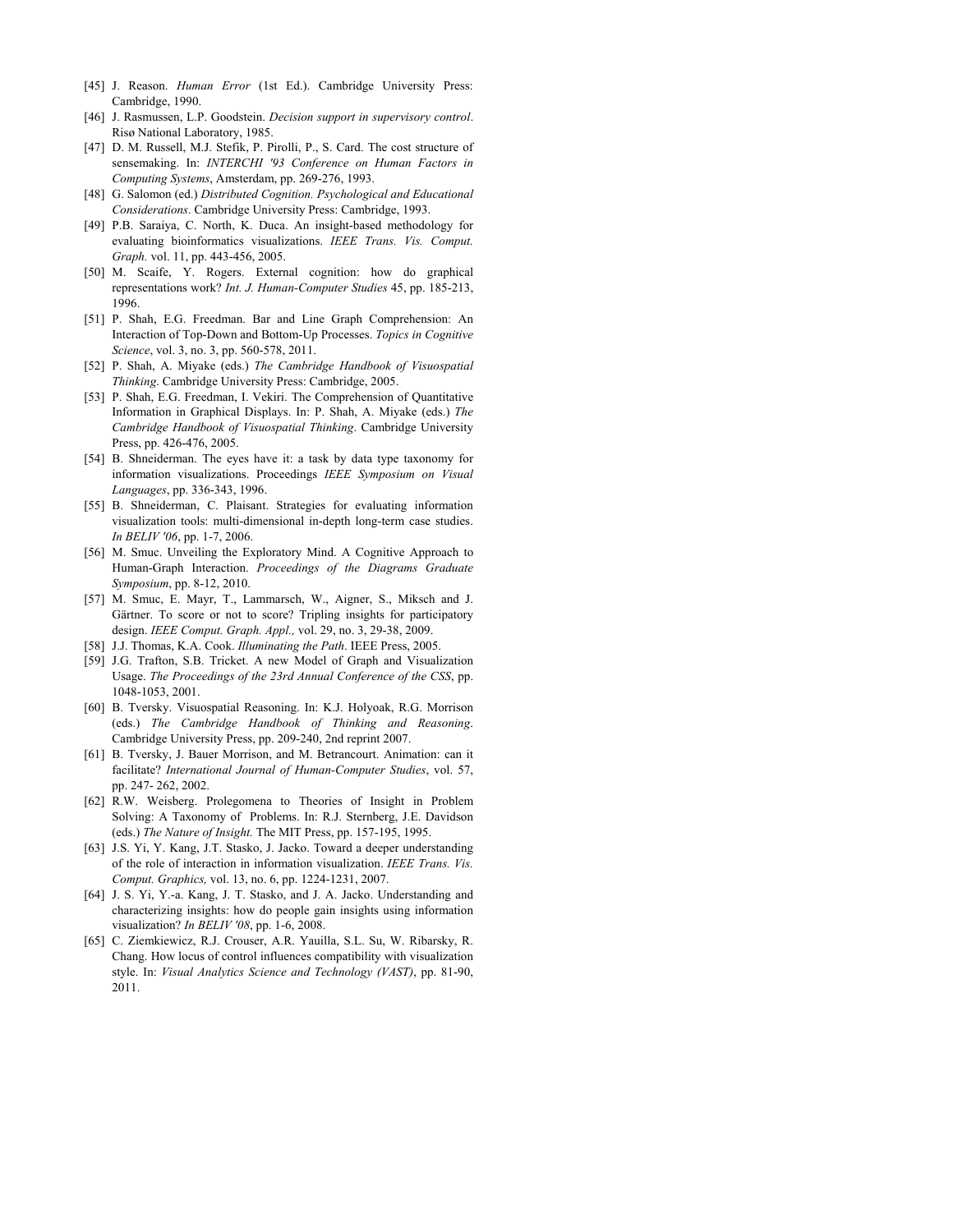[45] J. Reason. *Human Error* (1st Ed.). Cambridge University Press: Cambridge, 1990.

[46] J. Rasmussen, L.P. Goodstein. *Decision support in supervisory control*. Risø National Laboratory, 1985.

[47] D. M. Russell, M.J. Stefik, P. Pirolli, P., S. Card. The cost structure of sensemaking. In: *INTERCHI '93 Conference on Human Factors in Computing Systems*, Amsterdam, pp. 269-276, 1993.

[48] G. Salomon (ed.) *Distributed Cognition. Psychological and Educational Considerations*. Cambridge University Press: Cambridge, 1993.

[49] P.B. Saraiya, C. North, K. Duca. An insight-based methodology for evaluating bioinformatics visualizations. *IEEE Trans. Vis. Comput. Graph.* vol. 11, pp. 443-456, 2005.

[50] M. Scaife, Y. Rogers. External cognition: how do graphical representations work? *Int. J. Human-Computer Studies* 45, pp. 185-213, 1996.

[51] P. Shah, E.G. Freedman. Bar and Line Graph Comprehension: An Interaction of Top-Down and Bottom-Up Processes. *Topics in Cognitive Science*, vol. 3, no. 3, pp. 560-578, 2011.

[52] P. Shah, A. Miyake (eds.) *The Cambridge Handbook of Visuospatial Thinking*. Cambridge University Press: Cambridge, 2005.

[53] P. Shah, E.G. Freedman, I. Vekiri. The Comprehension of Quantitative Information in Graphical Displays. In: P. Shah, A. Miyake (eds.) *The Cambridge Handbook of Visuospatial Thinking*. Cambridge University Press, pp. 426-476, 2005.

[54] B. Shneiderman. The eyes have it: a task by data type taxonomy for information visualizations. Proceedings *IEEE Symposium on Visual Languages*, pp. 336-343, 1996.

[55] B. Shneiderman, C. Plaisant. Strategies for evaluating information visualization tools: multi-dimensional in-depth long-term case studies. *In BELIV '06*, pp. 1-7, 2006.

[56] M. Smuc. Unveiling the Exploratory Mind. A Cognitive Approach to Human-Graph Interaction. *Proceedings of the Diagrams Graduate Symposium*, pp. 8-12, 2010.

[57] M. Smuc, E. Mayr, T., Lammarsch, W., Aigner, S., Miksch and J. Gärtner. To score or not to score? Tripling insights for participatory design. *IEEE Comput. Graph. Appl.,* vol. 29, no. 3, 29-38, 2009.

[58] J.J. Thomas, K.A. Cook. *Illuminating the Path*. IEEE Press, 2005.

[59] J.G. Trafton, S.B. Tricket. A new Model of Graph and Visualization Usage. *The Proceedings of the 23rd Annual Conference of the CSS*, pp. 1048-1053, 2001.

[60] B. Tversky. Visuospatial Reasoning. In: K.J. Holyoak, R.G. Morrison (eds.) *The Cambridge Handbook of Thinking and Reasoning*. Cambridge University Press, pp. 209-240, 2nd reprint 2007.

[61] B. Tversky, J. Bauer Morrison, and M. Betrancourt. Animation: can it facilitate? *International Journal of Human-Computer Studies*, vol. 57, pp. 247- 262, 2002.

[62] R.W. Weisberg. Prolegomena to Theories of Insight in Problem Solving: A Taxonomy of Problems. In: R.J. Sternberg, J.E. Davidson (eds.) *The Nature of Insight.* The MIT Press, pp. 157-195, 1995.

[63] J.S. Yi, Y. Kang, J.T. Stasko, J. Jacko. Toward a deeper understanding of the role of interaction in information visualization. *IEEE Trans. Vis. Comput. Graphics,* vol. 13, no. 6, pp. 1224-1231, 2007.

[64] J. S. Yi, Y.-a. Kang, J. T. Stasko, and J. A. Jacko. Understanding and characterizing insights: how do people gain insights using information visualization? *In BELIV '08*, pp. 1-6, 2008.

[65] C. Ziemkiewicz, R.J. Crouser, A.R. Yauilla, S.L. Su, W. Ribarsky, R. Chang. How locus of control influences compatibility with visualization style. In: *Visual Analytics Science and Technology (VAST)*, pp. 81-90, 2011.